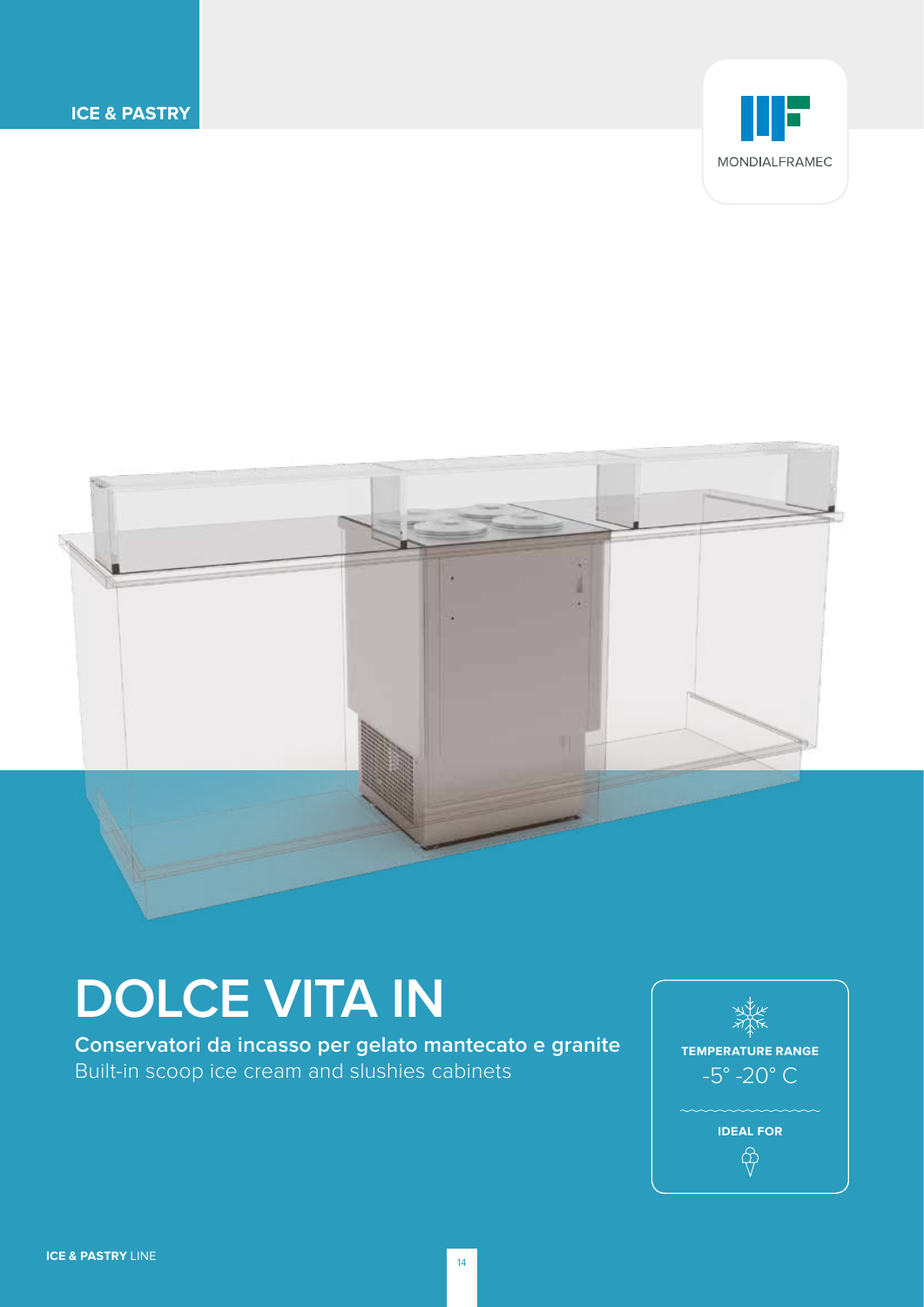ICE & PASTRY

MONDIALFRAMEC

# DOLCE VITA IN

**Conservatori da incasso per gelato mantecato e granite**

Built-in scoop ice cream and slushies cabinets

**TEMPERATURE RANGE**

-5° -20° C

**IDEAL FOR**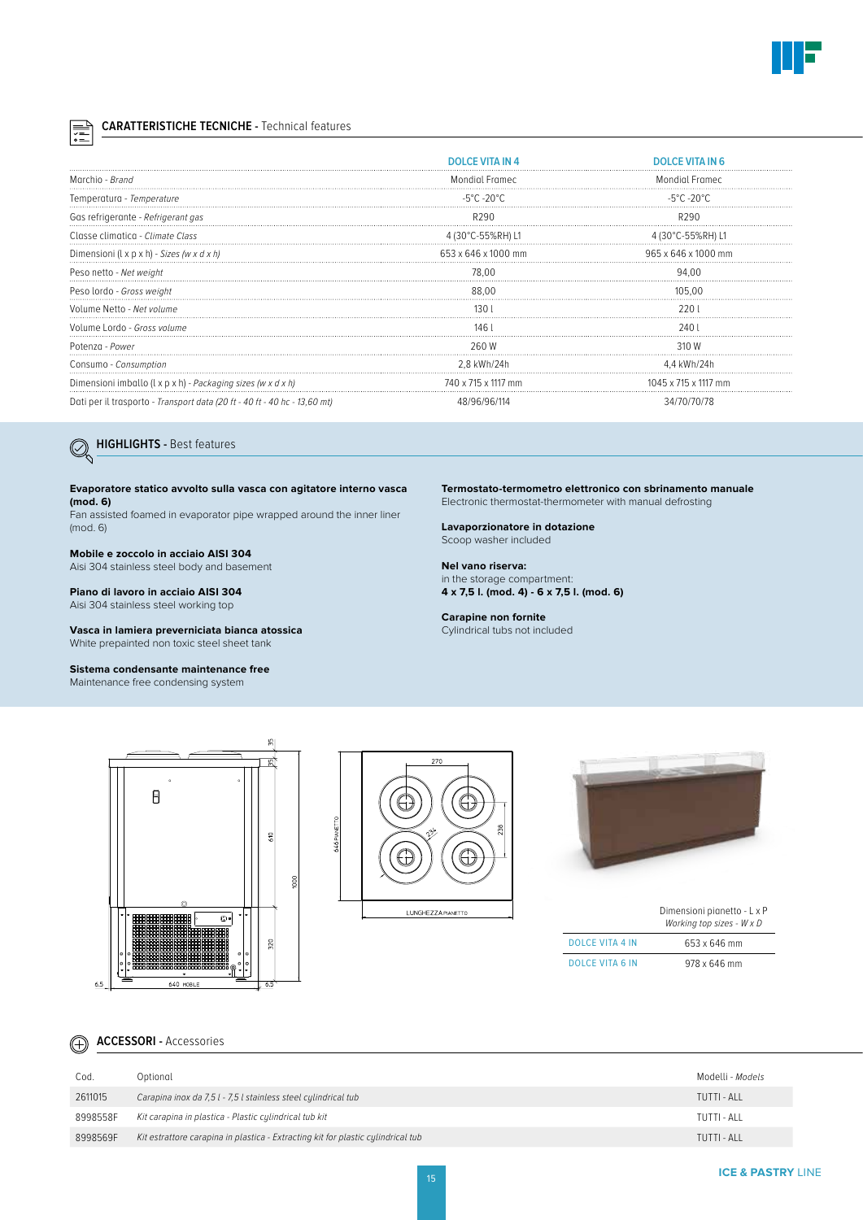## CARATTERISTICHE TECNICHE - Technical features

| | DOLCE VITA IN 4 | DOLCE VITA IN 6 |
|---|---|---|
| Marchio - *Brand* | Mondial Framec | Mondial Framec |
| Temperatura - *Temperature* | -5°C -20°C | -5°C -20°C |
| Gas refrigerante - *Refrigerant gas* | R290 | R290 |
| Classe climatica - *Climate Class* | 4 (30°C-55%RH) L1 | 4 (30°C-55%RH) L1 |
| Dimensioni (l x p x h) - *Sizes (w x d x h)* | 653 x 646 x 1000 mm | 965 x 646 x 1000 mm |
| Peso netto - *Net weight* | 78,00 | 94,00 |
| Peso lordo - *Gross weight* | 88,00 | 105,00 |
| Volume Netto - *Net volume* | 130 l | 220 l |
| Volume Lordo - *Gross volume* | 146 l | 240 l |
| Potenza - *Power* | 260 W | 310 W |
| Consumo - *Consumption* | 2,8 kWh/24h | 4,4 kWh/24h |
| Dimensioni imballo (l x p x h) - *Packaging sizes (w x d x h)* | 740 x 715 x 1117 mm | 1045 x 715 x 1117 mm |
| Dati per il trasporto - *Transport data (20 ft - 40 ft - 40 hc - 13,60 mt)* | 48/96/96/114 | 34/70/70/78 |

## HIGHLIGHTS - Best features

**Evaporatore statico avvolto sulla vasca con agitatore interno vasca (mod. 6)**
Fan assisted foamed in evaporator pipe wrapped around the inner liner (mod. 6)

**Mobile e zoccolo in acciaio AISI 304**
Aisi 304 stainless steel body and basement

**Piano di lavoro in acciaio AISI 304**
Aisi 304 stainless steel working top

**Vasca in lamiera preverniciata bianca atossica**
White prepainted non toxic steel sheet tank

**Sistema condensante maintenance free**
Maintenance free condensing system

**Termostato-termometro elettronico con sbrinamento manuale**
Electronic thermostat-thermometer with manual defrosting

**Lavaporzionatore in dotazione**
Scoop washer included

**Nel vano riserva:**
in the storage compartment:
**4 x 7,5 l. (mod. 4) - 6 x 7,5 l. (mod. 6)**

**Carapine non fornite**
Cylindrical tubs not included

315
35
610
1000
320
6.5
640 MOBILE
6.5

270
646 PIANETTO
236
238
LUNGHEZZA PIANETTO

| | Dimensioni pianetto - L x P *Working top sizes - W x D* |
|---|---|
| DOLCE VITA 4 IN | 653 x 646 mm |
| DOLCE VITA 6 IN | 978 x 646 mm |

## ACCESSORI - Accessories

| Cod. | Optional | Modelli - *Models* |
|---|---|---|
| 2611015 | *Carapina inox da 7,5 l - 7,5 l stainless steel cylindrical tub* | TUTTI - ALL |
| 8998558F | *Kit carapina in plastica - Plastic cylindrical tub kit* | TUTTI - ALL |
| 8998569F | *Kit estrattore carapina in plastica - Extracting kit for plastic cylindrical tub* | TUTTI - ALL |